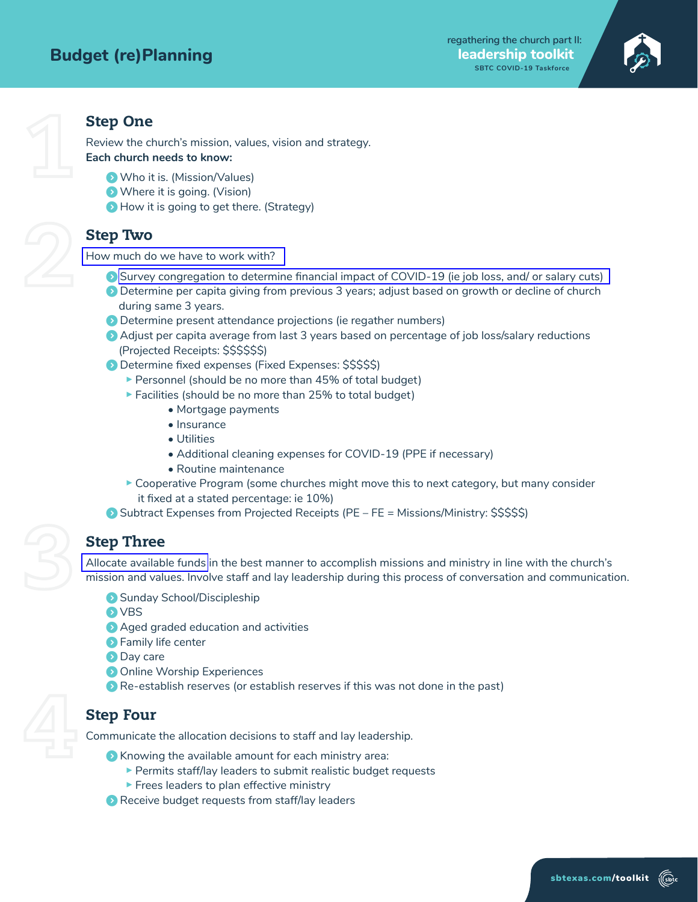# Budget (re)Planning

regathering the church part II:
**leadership toolkit**
SBTC COVID-19 Taskforce

## Step One

Review the church's mission, values, vision and strategy.
**Each church needs to know:**

- Who it is. (Mission/Values)
- Where it is going. (Vision)
- How it is going to get there. (Strategy)

## Step Two

How much do we have to work with?

- Survey congregation to determine financial impact of COVID-19 (ie job loss, and/ or salary cuts)
- Determine per capita giving from previous 3 years; adjust based on growth or decline of church during same 3 years.
- Determine present attendance projections (ie regather numbers)
- Adjust per capita average from last 3 years based on percentage of job loss/salary reductions (Projected Receipts: $$$$$$)
- Determine fixed expenses (Fixed Expenses: $$$$$)
  - Personnel (should be no more than 45% of total budget)
  - Facilities (should be no more than 25% to total budget)
    - Mortgage payments
    - Insurance
    - Utilities
    - Additional cleaning expenses for COVID-19 (PPE if necessary)
    - Routine maintenance
  - Cooperative Program (some churches might move this to next category, but many consider it fixed at a stated percentage: ie 10%)
- Subtract Expenses from Projected Receipts (PE – FE = Missions/Ministry: $$$$$)

## Step Three

Allocate available funds in the best manner to accomplish missions and ministry in line with the church's mission and values. Involve staff and lay leadership during this process of conversation and communication.

- Sunday School/Discipleship
- VBS
- Aged graded education and activities
- Family life center
- Day care
- Online Worship Experiences
- Re-establish reserves (or establish reserves if this was not done in the past)

## Step Four

Communicate the allocation decisions to staff and lay leadership.

- Knowing the available amount for each ministry area:
  - Permits staff/lay leaders to submit realistic budget requests
  - Frees leaders to plan effective ministry
- Receive budget requests from staff/lay leaders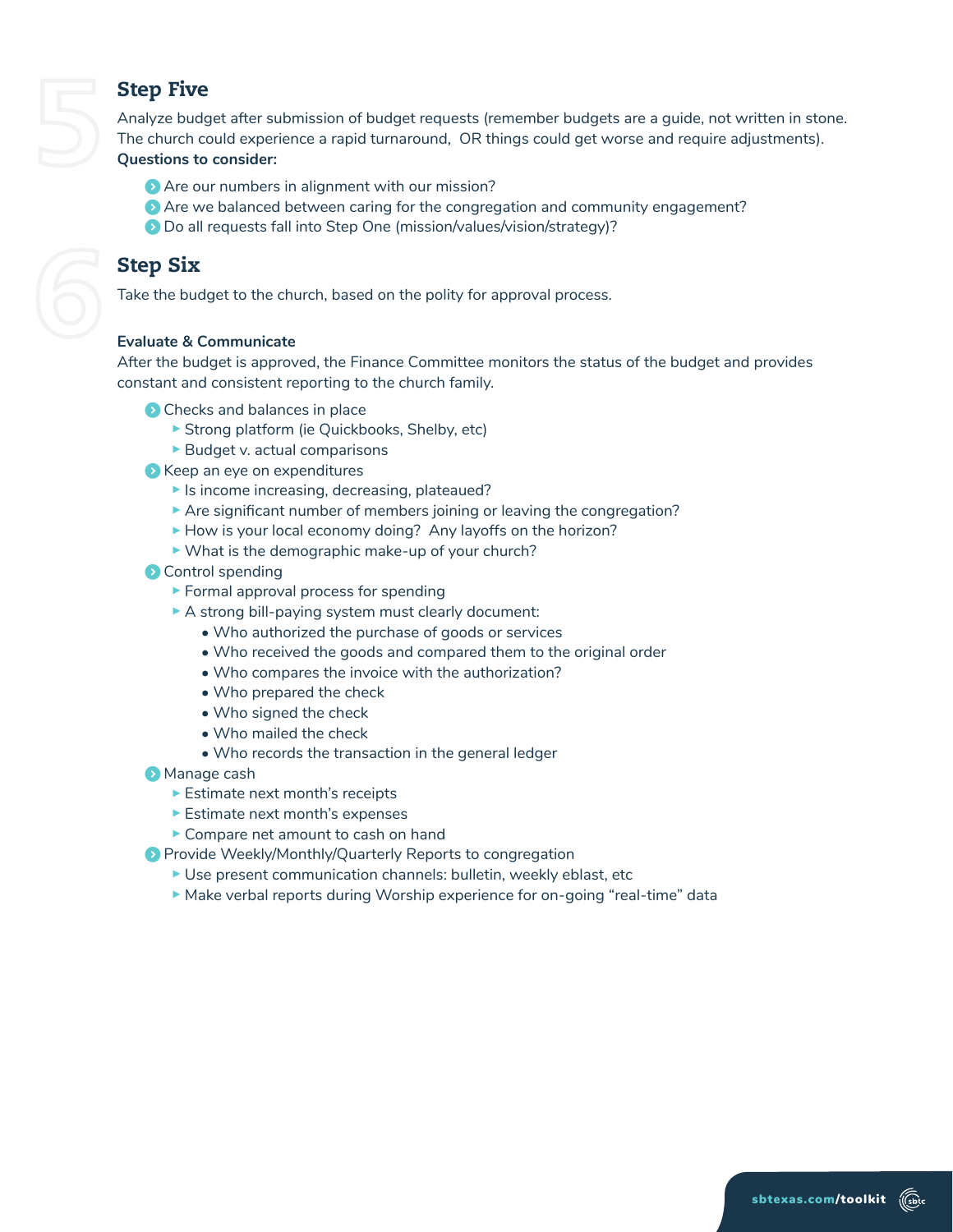## Step Five

Analyze budget after submission of budget requests (remember budgets are a guide, not written in stone. The church could experience a rapid turnaround,  OR things could get worse and require adjustments).
**Questions to consider:**

- Are our numbers in alignment with our mission?
- Are we balanced between caring for the congregation and community engagement?
- Do all requests fall into Step One (mission/values/vision/strategy)?

## Step Six

Take the budget to the church, based on the polity for approval process.

### Evaluate & Communicate

After the budget is approved, the Finance Committee monitors the status of the budget and provides constant and consistent reporting to the church family.

- Checks and balances in place
  - Strong platform (ie Quickbooks, Shelby, etc)
  - Budget v. actual comparisons
- Keep an eye on expenditures
  - Is income increasing, decreasing, plateaued?
  - Are significant number of members joining or leaving the congregation?
  - How is your local economy doing?  Any layoffs on the horizon?
  - What is the demographic make-up of your church?
- Control spending
  - Formal approval process for spending
  - A strong bill-paying system must clearly document:
    - Who authorized the purchase of goods or services
    - Who received the goods and compared them to the original order
    - Who compares the invoice with the authorization?
    - Who prepared the check
    - Who signed the check
    - Who mailed the check
    - Who records the transaction in the general ledger
- Manage cash
  - Estimate next month's receipts
  - Estimate next month's expenses
  - Compare net amount to cash on hand
- Provide Weekly/Monthly/Quarterly Reports to congregation
  - Use present communication channels: bulletin, weekly eblast, etc
  - Make verbal reports during Worship experience for on-going "real-time" data